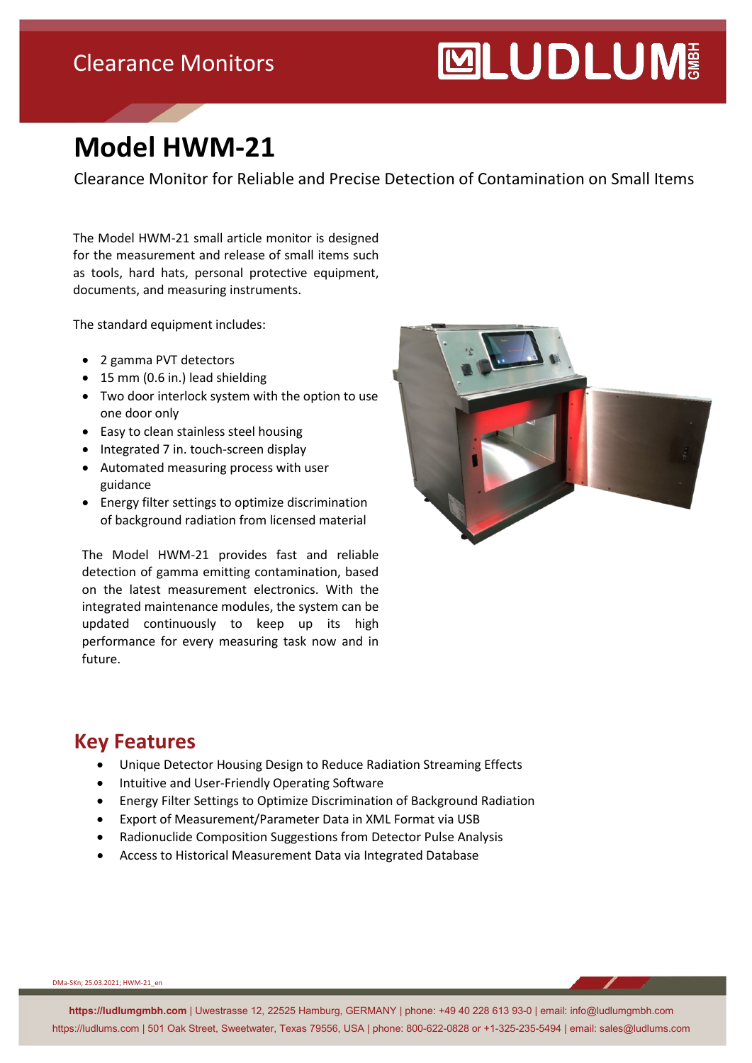Clearance Monitors

# Model HWM-21

Clearance Monitor for Reliable and Precise Detection of Contamination on Small Items

The Model HWM-21 small article monitor is designed for the measurement and release of small items such as tools, hard hats, personal protective equipment, documents, and measuring instruments.

The standard equipment includes:

- 2 gamma PVT detectors
- 15 mm (0.6 in.) lead shielding
- Two door interlock system with the option to use one door only
- Easy to clean stainless steel housing
- Integrated 7 in. touch-screen display
- Automated measuring process with user guidance
- Energy filter settings to optimize discrimination of background radiation from licensed material

The Model HWM-21 provides fast and reliable detection of gamma emitting contamination, based on the latest measurement electronics. With the integrated maintenance modules, the system can be updated continuously to keep up its high performance for every measuring task now and in future.

## Key Features

- Unique Detector Housing Design to Reduce Radiation Streaming Effects
- Intuitive and User-Friendly Operating Software
- Energy Filter Settings to Optimize Discrimination of Background Radiation
- Export of Measurement/Parameter Data in XML Format via USB
- Radionuclide Composition Suggestions from Detector Pulse Analysis
- Access to Historical Measurement Data via Integrated Database

DMa-SKn; 25.03.2021; HWM-21_en

**https://ludlumgmbh.com** | Uwestrasse 12, 22525 Hamburg, GERMANY | phone: +49 40 228 613 93-0 | email: info@ludlumgmbh.com
https://ludlums.com | 501 Oak Street, Sweetwater, Texas 79556, USA | phone: 800-622-0828 or +1-325-235-5494 | email: sales@ludlums.com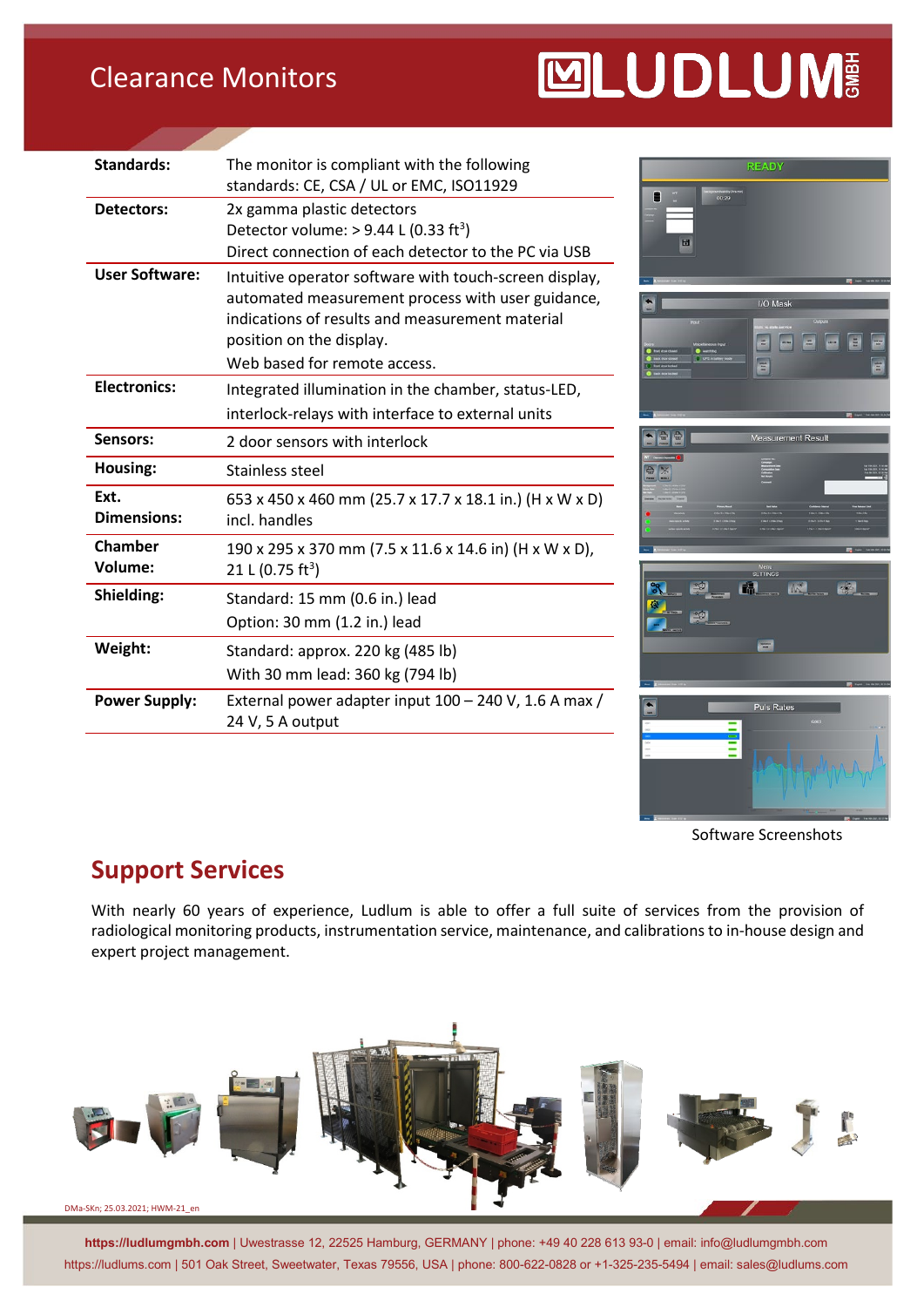| | |
|---|---|
| **Standards:** | The monitor is compliant with the following standards: CE, CSA / UL or EMC, ISO11929 |
| **Detectors:** | 2x gamma plastic detectors<br>Detector volume: > 9.44 L (0.33 ft$^3$)<br>Direct connection of each detector to the PC via USB |
| **User Software:** | Intuitive operator software with touch-screen display, automated measurement process with user guidance, indications of results and measurement material position on the display.<br>Web based for remote access. |
| **Electronics:** | Integrated illumination in the chamber, status-LED, interlock-relays with interface to external units |
| **Sensors:** | 2 door sensors with interlock |
| **Housing:** | Stainless steel |
| **Ext. Dimensions:** | 653 x 450 x 460 mm (25.7 x 17.7 x 18.1 in.) (H x W x D) incl. handles |
| **Chamber Volume:** | 190 x 295 x 370 mm (7.5 x 11.6 x 14.6 in) (H x W x D), 21 L (0.75 ft$^3$) |
| **Shielding:** | Standard: 15 mm (0.6 in.) lead<br>Option: 30 mm (1.2 in.) lead |
| **Weight:** | Standard: approx. 220 kg (485 lb)<br>With 30 mm lead: 360 kg (794 lb) |
| **Power Supply:** | External power adapter input 100 – 240 V, 1.6 A max / 24 V, 5 A output |

Software Screenshots

## Support Services

With nearly 60 years of experience, Ludlum is able to offer a full suite of services from the provision of radiological monitoring products, instrumentation service, maintenance, and calibrations to in-house design and expert project management.

DMa-SKn; 25.03.2021; HWM-21_en

**https://ludlumgmbh.com** | Uwestrasse 12, 22525 Hamburg, GERMANY | phone: +49 40 228 613 93-0 | email: info@ludlumgmbh.com
https://ludlums.com | 501 Oak Street, Sweetwater, Texas 79556, USA | phone: 800-622-0828 or +1-325-235-5494 | email: sales@ludlums.com